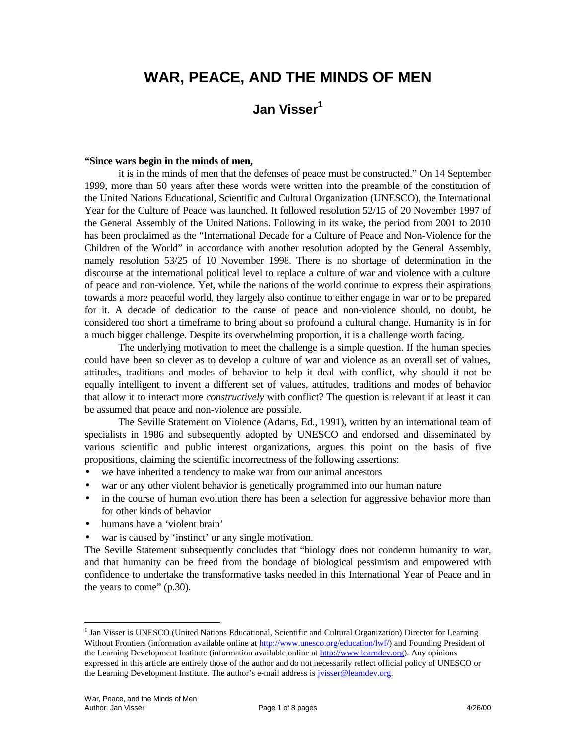# WAR, PEACE, AND THE MINDS OF MEN

## Jan Visser[1]

**"Since wars begin in the minds of men,**

it is in the minds of men that the defenses of peace must be constructed." On 14 September 1999, more than 50 years after these words were written into the preamble of the constitution of the United Nations Educational, Scientific and Cultural Organization (UNESCO), the International Year for the Culture of Peace was launched. It followed resolution 52/15 of 20 November 1997 of the General Assembly of the United Nations. Following in its wake, the period from 2001 to 2010 has been proclaimed as the "International Decade for a Culture of Peace and Non-Violence for the Children of the World" in accordance with another resolution adopted by the General Assembly, namely resolution 53/25 of 10 November 1998. There is no shortage of determination in the discourse at the international political level to replace a culture of war and violence with a culture of peace and non-violence. Yet, while the nations of the world continue to express their aspirations towards a more peaceful world, they largely also continue to either engage in war or to be prepared for it. A decade of dedication to the cause of peace and non-violence should, no doubt, be considered too short a timeframe to bring about so profound a cultural change. Humanity is in for a much bigger challenge. Despite its overwhelming proportion, it is a challenge worth facing.

The underlying motivation to meet the challenge is a simple question. If the human species could have been so clever as to develop a culture of war and violence as an overall set of values, attitudes, traditions and modes of behavior to help it deal with conflict, why should it not be equally intelligent to invent a different set of values, attitudes, traditions and modes of behavior that allow it to interact more *constructively* with conflict? The question is relevant if at least it can be assumed that peace and non-violence are possible.

The Seville Statement on Violence (Adams, Ed., 1991), written by an international team of specialists in 1986 and subsequently adopted by UNESCO and endorsed and disseminated by various scientific and public interest organizations, argues this point on the basis of five propositions, claiming the scientific incorrectness of the following assertions:

- we have inherited a tendency to make war from our animal ancestors
- war or any other violent behavior is genetically programmed into our human nature
- in the course of human evolution there has been a selection for aggressive behavior more than for other kinds of behavior
- humans have a 'violent brain'
- war is caused by 'instinct' or any single motivation.

The Seville Statement subsequently concludes that "biology does not condemn humanity to war, and that humanity can be freed from the bondage of biological pessimism and empowered with confidence to undertake the transformative tasks needed in this International Year of Peace and in the years to come" (p.30).

---

[1] Jan Visser is UNESCO (United Nations Educational, Scientific and Cultural Organization) Director for Learning Without Frontiers (information available online at http://www.unesco.org/education/lwf/) and Founding President of the Learning Development Institute (information available online at http://www.learndev.org). Any opinions expressed in this article are entirely those of the author and do not necessarily reflect official policy of UNESCO or the Learning Development Institute. The author's e-mail address is jvisser@learndev.org.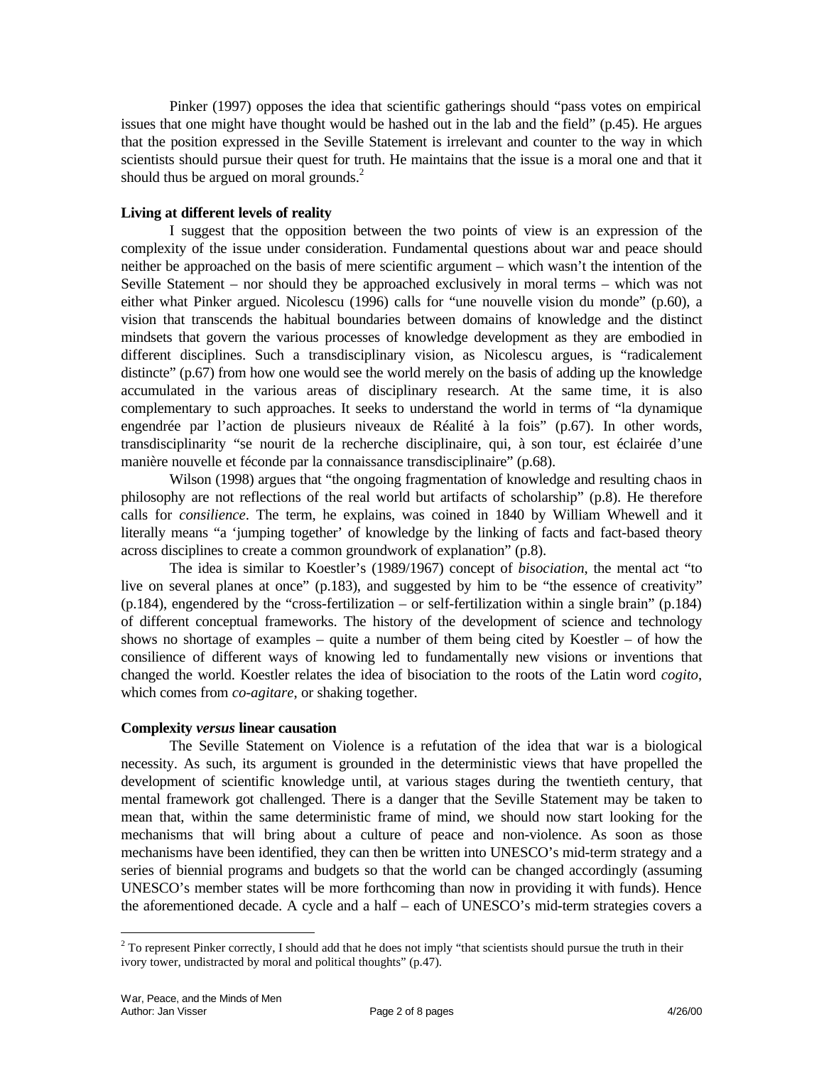Pinker (1997) opposes the idea that scientific gatherings should "pass votes on empirical issues that one might have thought would be hashed out in the lab and the field" (p.45). He argues that the position expressed in the Seville Statement is irrelevant and counter to the way in which scientists should pursue their quest for truth. He maintains that the issue is a moral one and that it should thus be argued on moral grounds.[2]

**Living at different levels of reality**

I suggest that the opposition between the two points of view is an expression of the complexity of the issue under consideration. Fundamental questions about war and peace should neither be approached on the basis of mere scientific argument – which wasn't the intention of the Seville Statement – nor should they be approached exclusively in moral terms – which was not either what Pinker argued. Nicolescu (1996) calls for "une nouvelle vision du monde" (p.60), a vision that transcends the habitual boundaries between domains of knowledge and the distinct mindsets that govern the various processes of knowledge development as they are embodied in different disciplines. Such a transdisciplinary vision, as Nicolescu argues, is "radicalement distincte" (p.67) from how one would see the world merely on the basis of adding up the knowledge accumulated in the various areas of disciplinary research. At the same time, it is also complementary to such approaches. It seeks to understand the world in terms of "la dynamique engendrée par l'action de plusieurs niveaux de Réalité à la fois" (p.67). In other words, transdisciplinarity "se nourit de la recherche disciplinaire, qui, à son tour, est éclairée d'une manière nouvelle et féconde par la connaissance transdisciplinaire" (p.68).

Wilson (1998) argues that "the ongoing fragmentation of knowledge and resulting chaos in philosophy are not reflections of the real world but artifacts of scholarship" (p.8). He therefore calls for *consilience*. The term, he explains, was coined in 1840 by William Whewell and it literally means "a 'jumping together' of knowledge by the linking of facts and fact-based theory across disciplines to create a common groundwork of explanation" (p.8).

The idea is similar to Koestler's (1989/1967) concept of *bisociation*, the mental act "to live on several planes at once" (p.183), and suggested by him to be "the essence of creativity" (p.184), engendered by the "cross-fertilization – or self-fertilization within a single brain" (p.184) of different conceptual frameworks. The history of the development of science and technology shows no shortage of examples – quite a number of them being cited by Koestler – of how the consilience of different ways of knowing led to fundamentally new visions or inventions that changed the world. Koestler relates the idea of bisociation to the roots of the Latin word *cogito*, which comes from *co-agitare*, or shaking together.

**Complexity *versus* linear causation**

The Seville Statement on Violence is a refutation of the idea that war is a biological necessity. As such, its argument is grounded in the deterministic views that have propelled the development of scientific knowledge until, at various stages during the twentieth century, that mental framework got challenged. There is a danger that the Seville Statement may be taken to mean that, within the same deterministic frame of mind, we should now start looking for the mechanisms that will bring about a culture of peace and non-violence. As soon as those mechanisms have been identified, they can then be written into UNESCO's mid-term strategy and a series of biennial programs and budgets so that the world can be changed accordingly (assuming UNESCO's member states will be more forthcoming than now in providing it with funds). Hence the aforementioned decade. A cycle and a half – each of UNESCO's mid-term strategies covers a

[2] To represent Pinker correctly, I should add that he does not imply "that scientists should pursue the truth in their ivory tower, undistracted by moral and political thoughts" (p.47).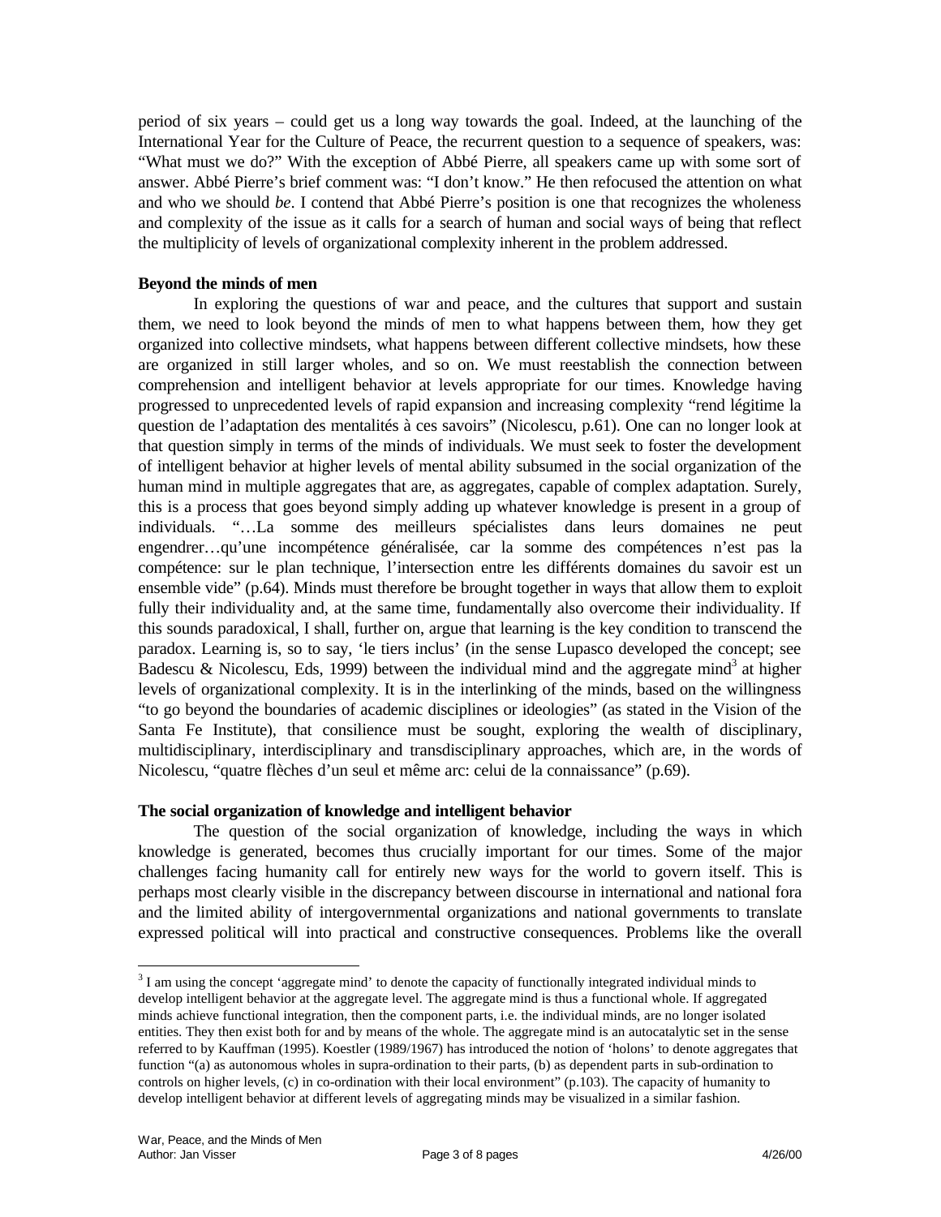period of six years – could get us a long way towards the goal. Indeed, at the launching of the International Year for the Culture of Peace, the recurrent question to a sequence of speakers, was: "What must we do?" With the exception of Abbé Pierre, all speakers came up with some sort of answer. Abbé Pierre's brief comment was: "I don't know." He then refocused the attention on what and who we should *be*. I contend that Abbé Pierre's position is one that recognizes the wholeness and complexity of the issue as it calls for a search of human and social ways of being that reflect the multiplicity of levels of organizational complexity inherent in the problem addressed.

**Beyond the minds of men**

In exploring the questions of war and peace, and the cultures that support and sustain them, we need to look beyond the minds of men to what happens between them, how they get organized into collective mindsets, what happens between different collective mindsets, how these are organized in still larger wholes, and so on. We must reestablish the connection between comprehension and intelligent behavior at levels appropriate for our times. Knowledge having progressed to unprecedented levels of rapid expansion and increasing complexity "rend légitime la question de l'adaptation des mentalités à ces savoirs" (Nicolescu, p.61). One can no longer look at that question simply in terms of the minds of individuals. We must seek to foster the development of intelligent behavior at higher levels of mental ability subsumed in the social organization of the human mind in multiple aggregates that are, as aggregates, capable of complex adaptation. Surely, this is a process that goes beyond simply adding up whatever knowledge is present in a group of individuals. "…La somme des meilleurs spécialistes dans leurs domaines ne peut engendrer…qu'une incompétence généralisée, car la somme des compétences n'est pas la compétence: sur le plan technique, l'intersection entre les différents domaines du savoir est un ensemble vide" (p.64). Minds must therefore be brought together in ways that allow them to exploit fully their individuality and, at the same time, fundamentally also overcome their individuality. If this sounds paradoxical, I shall, further on, argue that learning is the key condition to transcend the paradox. Learning is, so to say, 'le tiers inclus' (in the sense Lupasco developed the concept; see Badescu & Nicolescu, Eds, 1999) between the individual mind and the aggregate mind[3] at higher levels of organizational complexity. It is in the interlinking of the minds, based on the willingness "to go beyond the boundaries of academic disciplines or ideologies" (as stated in the Vision of the Santa Fe Institute), that consilience must be sought, exploring the wealth of disciplinary, multidisciplinary, interdisciplinary and transdisciplinary approaches, which are, in the words of Nicolescu, "quatre flèches d'un seul et même arc: celui de la connaissance" (p.69).

**The social organization of knowledge and intelligent behavior**

The question of the social organization of knowledge, including the ways in which knowledge is generated, becomes thus crucially important for our times. Some of the major challenges facing humanity call for entirely new ways for the world to govern itself. This is perhaps most clearly visible in the discrepancy between discourse in international and national fora and the limited ability of intergovernmental organizations and national governments to translate expressed political will into practical and constructive consequences. Problems like the overall

---

[3] I am using the concept 'aggregate mind' to denote the capacity of functionally integrated individual minds to develop intelligent behavior at the aggregate level. The aggregate mind is thus a functional whole. If aggregated minds achieve functional integration, then the component parts, i.e. the individual minds, are no longer isolated entities. They then exist both for and by means of the whole. The aggregate mind is an autocatalytic set in the sense referred to by Kauffman (1995). Koestler (1989/1967) has introduced the notion of 'holons' to denote aggregates that function "(a) as autonomous wholes in supra-ordination to their parts, (b) as dependent parts in sub-ordination to controls on higher levels, (c) in co-ordination with their local environment" (p.103). The capacity of humanity to develop intelligent behavior at different levels of aggregating minds may be visualized in a similar fashion.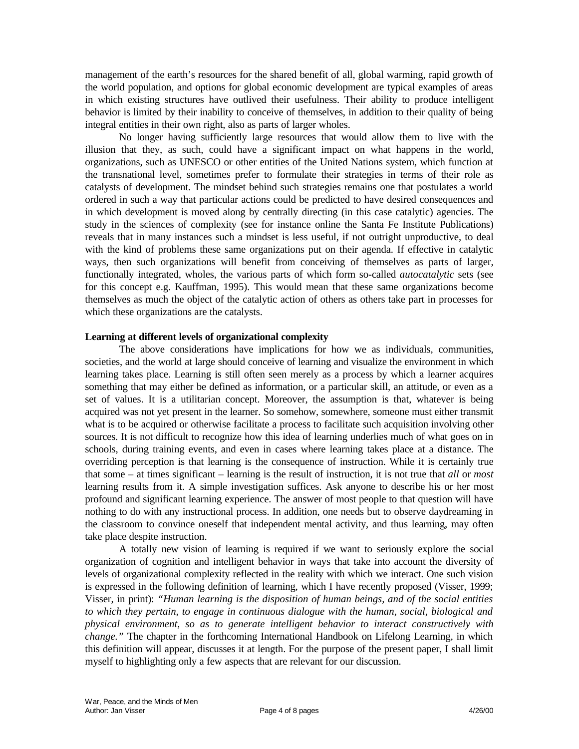management of the earth's resources for the shared benefit of all, global warming, rapid growth of the world population, and options for global economic development are typical examples of areas in which existing structures have outlived their usefulness. Their ability to produce intelligent behavior is limited by their inability to conceive of themselves, in addition to their quality of being integral entities in their own right, also as parts of larger wholes.

No longer having sufficiently large resources that would allow them to live with the illusion that they, as such, could have a significant impact on what happens in the world, organizations, such as UNESCO or other entities of the United Nations system, which function at the transnational level, sometimes prefer to formulate their strategies in terms of their role as catalysts of development. The mindset behind such strategies remains one that postulates a world ordered in such a way that particular actions could be predicted to have desired consequences and in which development is moved along by centrally directing (in this case catalytic) agencies. The study in the sciences of complexity (see for instance online the Santa Fe Institute Publications) reveals that in many instances such a mindset is less useful, if not outright unproductive, to deal with the kind of problems these same organizations put on their agenda. If effective in catalytic ways, then such organizations will benefit from conceiving of themselves as parts of larger, functionally integrated, wholes, the various parts of which form so-called *autocatalytic* sets (see for this concept e.g. Kauffman, 1995). This would mean that these same organizations become themselves as much the object of the catalytic action of others as others take part in processes for which these organizations are the catalysts.

**Learning at different levels of organizational complexity**

The above considerations have implications for how we as individuals, communities, societies, and the world at large should conceive of learning and visualize the environment in which learning takes place. Learning is still often seen merely as a process by which a learner acquires something that may either be defined as information, or a particular skill, an attitude, or even as a set of values. It is a utilitarian concept. Moreover, the assumption is that, whatever is being acquired was not yet present in the learner. So somehow, somewhere, someone must either transmit what is to be acquired or otherwise facilitate a process to facilitate such acquisition involving other sources. It is not difficult to recognize how this idea of learning underlies much of what goes on in schools, during training events, and even in cases where learning takes place at a distance. The overriding perception is that learning is the consequence of instruction. While it is certainly true that some – at times significant – learning is the result of instruction, it is not true that *all* or *most* learning results from it. A simple investigation suffices. Ask anyone to describe his or her most profound and significant learning experience. The answer of most people to that question will have nothing to do with any instructional process. In addition, one needs but to observe daydreaming in the classroom to convince oneself that independent mental activity, and thus learning, may often take place despite instruction.

A totally new vision of learning is required if we want to seriously explore the social organization of cognition and intelligent behavior in ways that take into account the diversity of levels of organizational complexity reflected in the reality with which we interact. One such vision is expressed in the following definition of learning, which I have recently proposed (Visser, 1999; Visser, in print): *"Human learning is the disposition of human beings, and of the social entities to which they pertain, to engage in continuous dialogue with the human, social, biological and physical environment, so as to generate intelligent behavior to interact constructively with change."* The chapter in the forthcoming International Handbook on Lifelong Learning, in which this definition will appear, discusses it at length. For the purpose of the present paper, I shall limit myself to highlighting only a few aspects that are relevant for our discussion.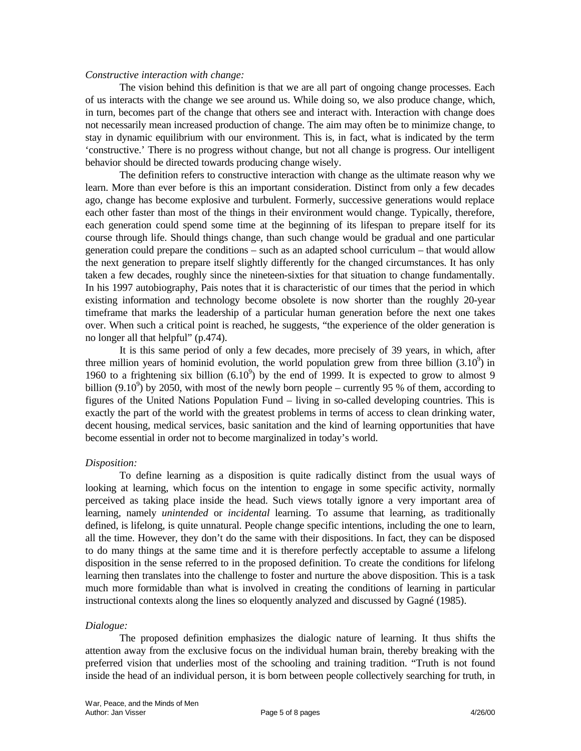*Constructive interaction with change:*

The vision behind this definition is that we are all part of ongoing change processes. Each of us interacts with the change we see around us. While doing so, we also produce change, which, in turn, becomes part of the change that others see and interact with. Interaction with change does not necessarily mean increased production of change. The aim may often be to minimize change, to stay in dynamic equilibrium with our environment. This is, in fact, what is indicated by the term 'constructive.' There is no progress without change, but not all change is progress. Our intelligent behavior should be directed towards producing change wisely.

The definition refers to constructive interaction with change as the ultimate reason why we learn. More than ever before is this an important consideration. Distinct from only a few decades ago, change has become explosive and turbulent. Formerly, successive generations would replace each other faster than most of the things in their environment would change. Typically, therefore, each generation could spend some time at the beginning of its lifespan to prepare itself for its course through life. Should things change, than such change would be gradual and one particular generation could prepare the conditions – such as an adapted school curriculum – that would allow the next generation to prepare itself slightly differently for the changed circumstances. It has only taken a few decades, roughly since the nineteen-sixties for that situation to change fundamentally. In his 1997 autobiography, Pais notes that it is characteristic of our times that the period in which existing information and technology become obsolete is now shorter than the roughly 20-year timeframe that marks the leadership of a particular human generation before the next one takes over. When such a critical point is reached, he suggests, "the experience of the older generation is no longer all that helpful" (p.474).

It is this same period of only a few decades, more precisely of 39 years, in which, after three million years of hominid evolution, the world population grew from three billion ($3.10^9$) in 1960 to a frightening six billion ($6.10^9$) by the end of 1999. It is expected to grow to almost 9 billion ($9.10^9$) by 2050, with most of the newly born people – currently 95 % of them, according to figures of the United Nations Population Fund – living in so-called developing countries. This is exactly the part of the world with the greatest problems in terms of access to clean drinking water, decent housing, medical services, basic sanitation and the kind of learning opportunities that have become essential in order not to become marginalized in today's world.

*Disposition:*

To define learning as a disposition is quite radically distinct from the usual ways of looking at learning, which focus on the intention to engage in some specific activity, normally perceived as taking place inside the head. Such views totally ignore a very important area of learning, namely *unintended* or *incidental* learning. To assume that learning, as traditionally defined, is lifelong, is quite unnatural. People change specific intentions, including the one to learn, all the time. However, they don't do the same with their dispositions. In fact, they can be disposed to do many things at the same time and it is therefore perfectly acceptable to assume a lifelong disposition in the sense referred to in the proposed definition. To create the conditions for lifelong learning then translates into the challenge to foster and nurture the above disposition. This is a task much more formidable than what is involved in creating the conditions of learning in particular instructional contexts along the lines so eloquently analyzed and discussed by Gagné (1985).

*Dialogue:*

The proposed definition emphasizes the dialogic nature of learning. It thus shifts the attention away from the exclusive focus on the individual human brain, thereby breaking with the preferred vision that underlies most of the schooling and training tradition. "Truth is not found inside the head of an individual person, it is born between people collectively searching for truth, in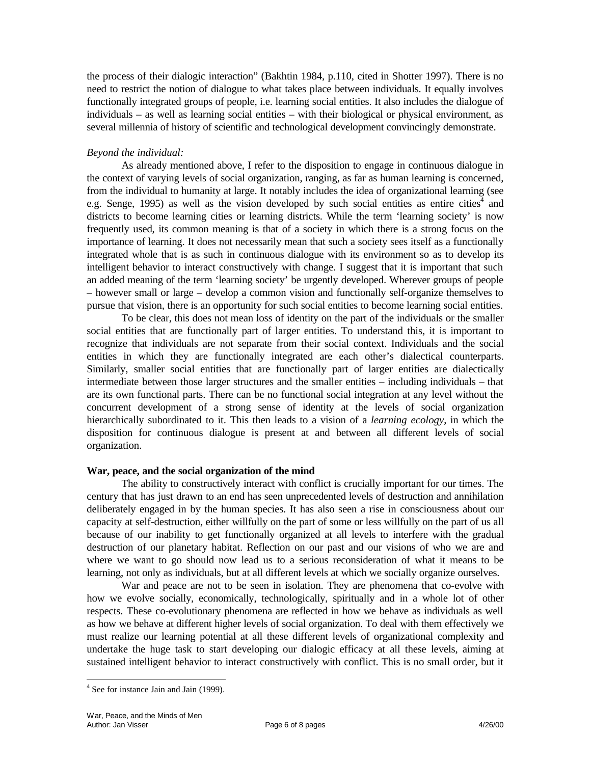the process of their dialogic interaction" (Bakhtin 1984, p.110, cited in Shotter 1997). There is no need to restrict the notion of dialogue to what takes place between individuals. It equally involves functionally integrated groups of people, i.e. learning social entities. It also includes the dialogue of individuals – as well as learning social entities – with their biological or physical environment, as several millennia of history of scientific and technological development convincingly demonstrate.

*Beyond the individual:*

As already mentioned above, I refer to the disposition to engage in continuous dialogue in the context of varying levels of social organization, ranging, as far as human learning is concerned, from the individual to humanity at large. It notably includes the idea of organizational learning (see e.g. Senge, 1995) as well as the vision developed by such social entities as entire cities[4] and districts to become learning cities or learning districts. While the term 'learning society' is now frequently used, its common meaning is that of a society in which there is a strong focus on the importance of learning. It does not necessarily mean that such a society sees itself as a functionally integrated whole that is as such in continuous dialogue with its environment so as to develop its intelligent behavior to interact constructively with change. I suggest that it is important that such an added meaning of the term 'learning society' be urgently developed. Wherever groups of people – however small or large – develop a common vision and functionally self-organize themselves to pursue that vision, there is an opportunity for such social entities to become learning social entities.

To be clear, this does not mean loss of identity on the part of the individuals or the smaller social entities that are functionally part of larger entities. To understand this, it is important to recognize that individuals are not separate from their social context. Individuals and the social entities in which they are functionally integrated are each other's dialectical counterparts. Similarly, smaller social entities that are functionally part of larger entities are dialectically intermediate between those larger structures and the smaller entities – including individuals – that are its own functional parts. There can be no functional social integration at any level without the concurrent development of a strong sense of identity at the levels of social organization hierarchically subordinated to it. This then leads to a vision of a *learning ecology*, in which the disposition for continuous dialogue is present at and between all different levels of social organization.

**War, peace, and the social organization of the mind**

The ability to constructively interact with conflict is crucially important for our times. The century that has just drawn to an end has seen unprecedented levels of destruction and annihilation deliberately engaged in by the human species. It has also seen a rise in consciousness about our capacity at self-destruction, either willfully on the part of some or less willfully on the part of us all because of our inability to get functionally organized at all levels to interfere with the gradual destruction of our planetary habitat. Reflection on our past and our visions of who we are and where we want to go should now lead us to a serious reconsideration of what it means to be learning, not only as individuals, but at all different levels at which we socially organize ourselves.

War and peace are not to be seen in isolation. They are phenomena that co-evolve with how we evolve socially, economically, technologically, spiritually and in a whole lot of other respects. These co-evolutionary phenomena are reflected in how we behave as individuals as well as how we behave at different higher levels of social organization. To deal with them effectively we must realize our learning potential at all these different levels of organizational complexity and undertake the huge task to start developing our dialogic efficacy at all these levels, aiming at sustained intelligent behavior to interact constructively with conflict. This is no small order, but it

[4] See for instance Jain and Jain (1999).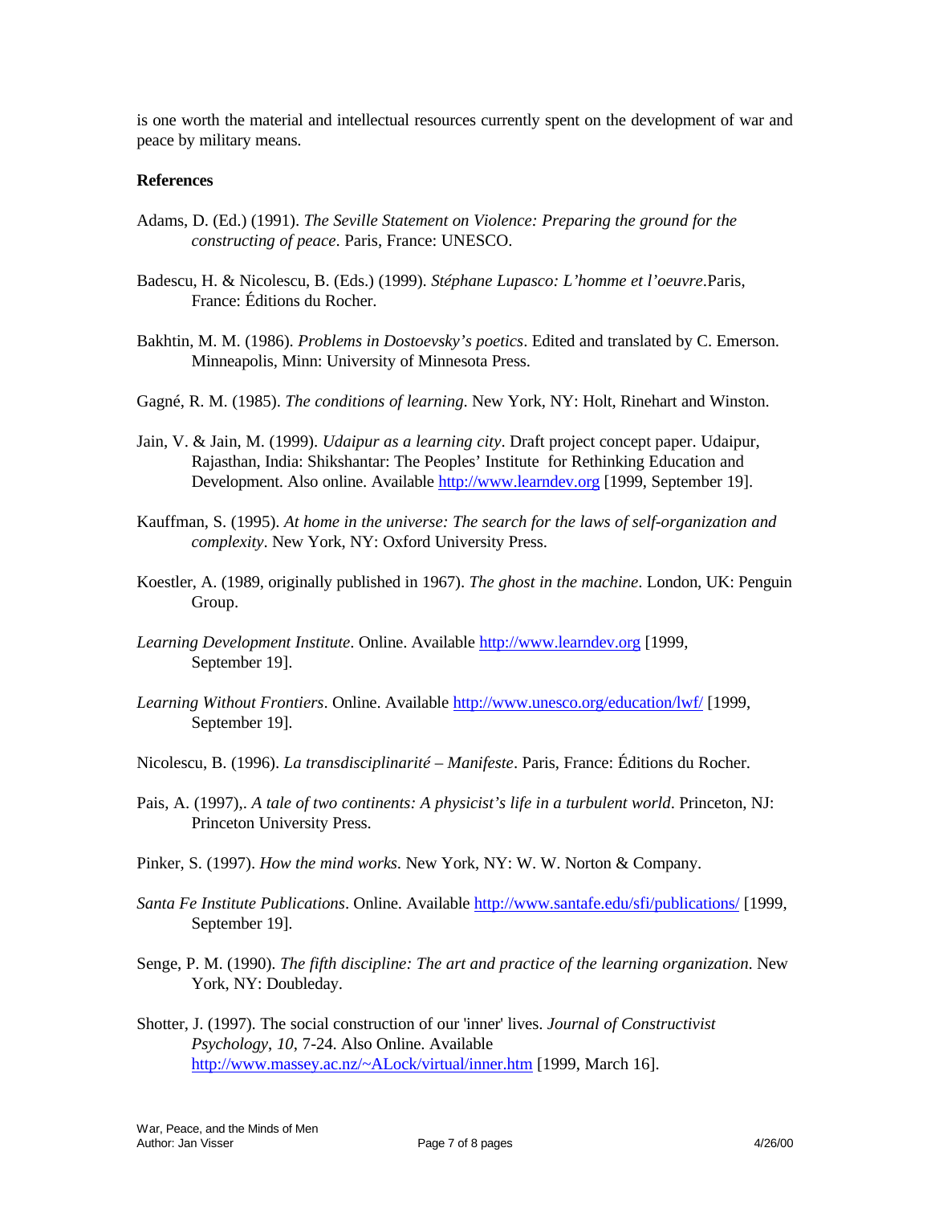is one worth the material and intellectual resources currently spent on the development of war and peace by military means.

**References**

Adams, D. (Ed.) (1991). *The Seville Statement on Violence: Preparing the ground for the constructing of peace*. Paris, France: UNESCO.

Badescu, H. & Nicolescu, B. (Eds.) (1999). *Stéphane Lupasco: L'homme et l'oeuvre*.Paris, France: Éditions du Rocher.

Bakhtin, M. M. (1986). *Problems in Dostoevsky's poetics*. Edited and translated by C. Emerson. Minneapolis, Minn: University of Minnesota Press.

Gagné, R. M. (1985). *The conditions of learning*. New York, NY: Holt, Rinehart and Winston.

Jain, V. & Jain, M. (1999). *Udaipur as a learning city*. Draft project concept paper. Udaipur, Rajasthan, India: Shikshantar: The Peoples' Institute for Rethinking Education and Development. Also online. Available http://www.learndev.org [1999, September 19].

Kauffman, S. (1995). *At home in the universe: The search for the laws of self-organization and complexity*. New York, NY: Oxford University Press.

Koestler, A. (1989, originally published in 1967). *The ghost in the machine*. London, UK: Penguin Group.

*Learning Development Institute*. Online. Available http://www.learndev.org [1999, September 19].

*Learning Without Frontiers*. Online. Available http://www.unesco.org/education/lwf/ [1999, September 19].

Nicolescu, B. (1996). *La transdisciplinarité – Manifeste*. Paris, France: Éditions du Rocher.

Pais, A. (1997),. *A tale of two continents: A physicist's life in a turbulent world*. Princeton, NJ: Princeton University Press.

Pinker, S. (1997). *How the mind works*. New York, NY: W. W. Norton & Company.

*Santa Fe Institute Publications*. Online. Available http://www.santafe.edu/sfi/publications/ [1999, September 19].

Senge, P. M. (1990). *The fifth discipline: The art and practice of the learning organization*. New York, NY: Doubleday.

Shotter, J. (1997). The social construction of our 'inner' lives. *Journal of Constructivist Psychology*, *10*, 7-24. Also Online. Available http://www.massey.ac.nz/~ALock/virtual/inner.htm [1999, March 16].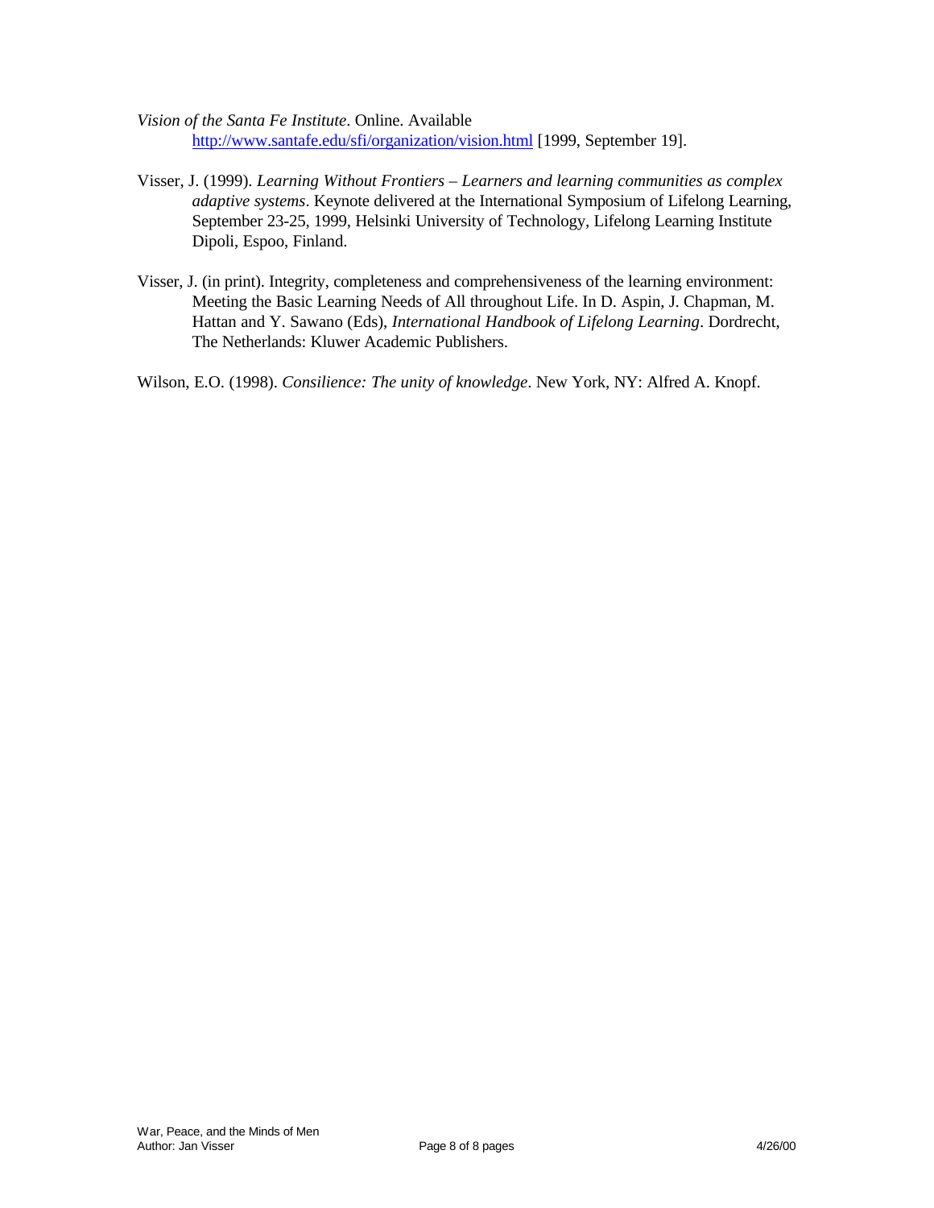*Vision of the Santa Fe Institute*. Online. Available http://www.santafe.edu/sfi/organization/vision.html [1999, September 19].

Visser, J. (1999). *Learning Without Frontiers – Learners and learning communities as complex adaptive systems*. Keynote delivered at the International Symposium of Lifelong Learning, September 23-25, 1999, Helsinki University of Technology, Lifelong Learning Institute Dipoli, Espoo, Finland.

Visser, J. (in print). Integrity, completeness and comprehensiveness of the learning environment: Meeting the Basic Learning Needs of All throughout Life. In D. Aspin, J. Chapman, M. Hattan and Y. Sawano (Eds), *International Handbook of Lifelong Learning*. Dordrecht, The Netherlands: Kluwer Academic Publishers.

Wilson, E.O. (1998). *Consilience: The unity of knowledge*. New York, NY: Alfred A. Knopf.